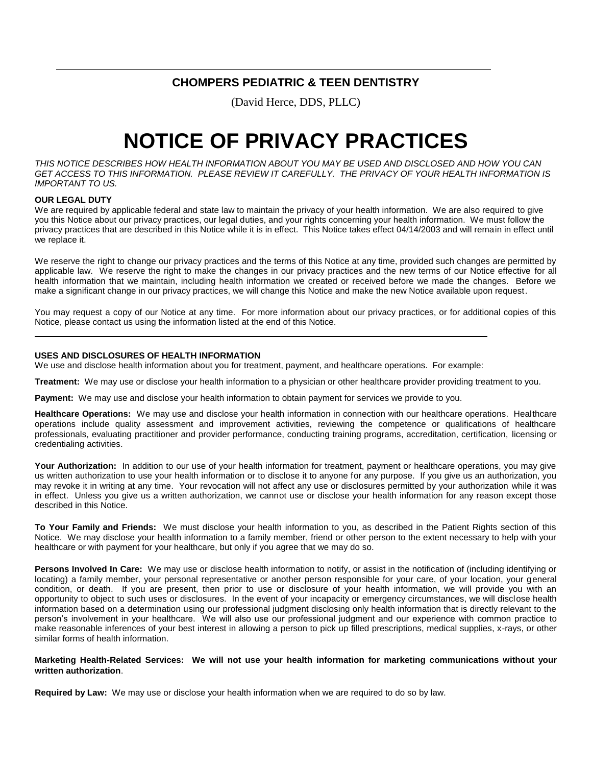## CHOMPERS PEDIATRIC & TEEN DENTISTRY

(David Herce, DDS, PLLC)

# NOTICE OF PRIVACY PRACTICES

*THIS NOTICE DESCRIBES HOW HEALTH INFORMATION ABOUT YOU MAY BE USED AND DISCLOSED AND HOW YOU CAN GET ACCESS TO THIS INFORMATION. PLEASE REVIEW IT CAREFULLY. THE PRIVACY OF YOUR HEALTH INFORMATION IS IMPORTANT TO US.*

**OUR LEGAL DUTY**

We are required by applicable federal and state law to maintain the privacy of your health information. We are also required to give you this Notice about our privacy practices, our legal duties, and your rights concerning your health information. We must follow the privacy practices that are described in this Notice while it is in effect. This Notice takes effect 04/14/2003 and will remain in effect until we replace it.

We reserve the right to change our privacy practices and the terms of this Notice at any time, provided such changes are permitted by applicable law. We reserve the right to make the changes in our privacy practices and the new terms of our Notice effective for all health information that we maintain, including health information we created or received before we made the changes. Before we make a significant change in our privacy practices, we will change this Notice and make the new Notice available upon request.

You may request a copy of our Notice at any time. For more information about our privacy practices, or for additional copies of this Notice, please contact us using the information listed at the end of this Notice.

---

**USES AND DISCLOSURES OF HEALTH INFORMATION**

We use and disclose health information about you for treatment, payment, and healthcare operations. For example:

**Treatment:** We may use or disclose your health information to a physician or other healthcare provider providing treatment to you.

**Payment:** We may use and disclose your health information to obtain payment for services we provide to you.

**Healthcare Operations:** We may use and disclose your health information in connection with our healthcare operations. Healthcare operations include quality assessment and improvement activities, reviewing the competence or qualifications of healthcare professionals, evaluating practitioner and provider performance, conducting training programs, accreditation, certification, licensing or credentialing activities.

**Your Authorization:** In addition to our use of your health information for treatment, payment or healthcare operations, you may give us written authorization to use your health information or to disclose it to anyone for any purpose. If you give us an authorization, you may revoke it in writing at any time. Your revocation will not affect any use or disclosures permitted by your authorization while it was in effect. Unless you give us a written authorization, we cannot use or disclose your health information for any reason except those described in this Notice.

**To Your Family and Friends:** We must disclose your health information to you, as described in the Patient Rights section of this Notice. We may disclose your health information to a family member, friend or other person to the extent necessary to help with your healthcare or with payment for your healthcare, but only if you agree that we may do so.

**Persons Involved In Care:** We may use or disclose health information to notify, or assist in the notification of (including identifying or locating) a family member, your personal representative or another person responsible for your care, of your location, your general condition, or death. If you are present, then prior to use or disclosure of your health information, we will provide you with an opportunity to object to such uses or disclosures. In the event of your incapacity or emergency circumstances, we will disclose health information based on a determination using our professional judgment disclosing only health information that is directly relevant to the person's involvement in your healthcare. We will also use our professional judgment and our experience with common practice to make reasonable inferences of your best interest in allowing a person to pick up filled prescriptions, medical supplies, x-rays, or other similar forms of health information.

**Marketing Health-Related Services: We will not use your health information for marketing communications without your written authorization**.

**Required by Law:** We may use or disclose your health information when we are required to do so by law.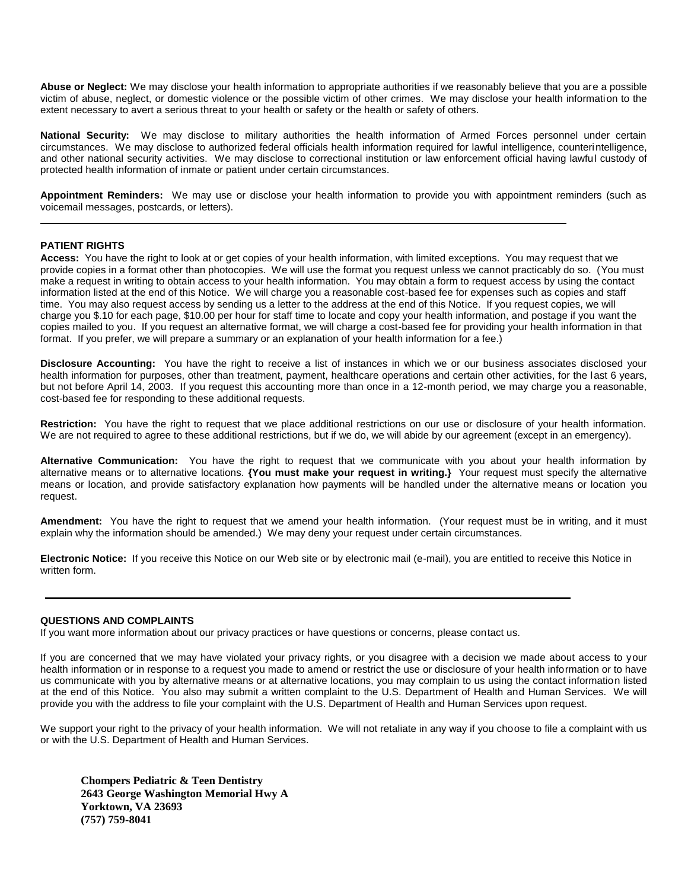**Abuse or Neglect:** We may disclose your health information to appropriate authorities if we reasonably believe that you are a possible victim of abuse, neglect, or domestic violence or the possible victim of other crimes. We may disclose your health information to the extent necessary to avert a serious threat to your health or safety or the health or safety of others.

**National Security:** We may disclose to military authorities the health information of Armed Forces personnel under certain circumstances. We may disclose to authorized federal officials health information required for lawful intelligence, counterintelligence, and other national security activities. We may disclose to correctional institution or law enforcement official having lawful custody of protected health information of inmate or patient under certain circumstances.

**Appointment Reminders:** We may use or disclose your health information to provide you with appointment reminders (such as voicemail messages, postcards, or letters).

---

**PATIENT RIGHTS**

**Access:** You have the right to look at or get copies of your health information, with limited exceptions. You may request that we provide copies in a format other than photocopies. We will use the format you request unless we cannot practicably do so. (You must make a request in writing to obtain access to your health information. You may obtain a form to request access by using the contact information listed at the end of this Notice. We will charge you a reasonable cost-based fee for expenses such as copies and staff time. You may also request access by sending us a letter to the address at the end of this Notice. If you request copies, we will charge you $.10 for each page, $10.00 per hour for staff time to locate and copy your health information, and postage if you want the copies mailed to you. If you request an alternative format, we will charge a cost-based fee for providing your health information in that format. If you prefer, we will prepare a summary or an explanation of your health information for a fee.)

**Disclosure Accounting:** You have the right to receive a list of instances in which we or our business associates disclosed your health information for purposes, other than treatment, payment, healthcare operations and certain other activities, for the last 6 years, but not before April 14, 2003. If you request this accounting more than once in a 12-month period, we may charge you a reasonable, cost-based fee for responding to these additional requests.

**Restriction:** You have the right to request that we place additional restrictions on our use or disclosure of your health information. We are not required to agree to these additional restrictions, but if we do, we will abide by our agreement (except in an emergency).

**Alternative Communication:** You have the right to request that we communicate with you about your health information by alternative means or to alternative locations. **{You must make your request in writing.}** Your request must specify the alternative means or location, and provide satisfactory explanation how payments will be handled under the alternative means or location you request.

**Amendment:** You have the right to request that we amend your health information. (Your request must be in writing, and it must explain why the information should be amended.) We may deny your request under certain circumstances.

**Electronic Notice:** If you receive this Notice on our Web site or by electronic mail (e-mail), you are entitled to receive this Notice in written form.

---

**QUESTIONS AND COMPLAINTS**

If you want more information about our privacy practices or have questions or concerns, please contact us.

If you are concerned that we may have violated your privacy rights, or you disagree with a decision we made about access to your health information or in response to a request you made to amend or restrict the use or disclosure of your health information or to have us communicate with you by alternative means or at alternative locations, you may complain to us using the contact information listed at the end of this Notice. You also may submit a written complaint to the U.S. Department of Health and Human Services. We will provide you with the address to file your complaint with the U.S. Department of Health and Human Services upon request.

We support your right to the privacy of your health information. We will not retaliate in any way if you choose to file a complaint with us or with the U.S. Department of Health and Human Services.

**Chompers Pediatric & Teen Dentistry**
**2643 George Washington Memorial Hwy A**
**Yorktown, VA 23693**
**(757) 759-8041**